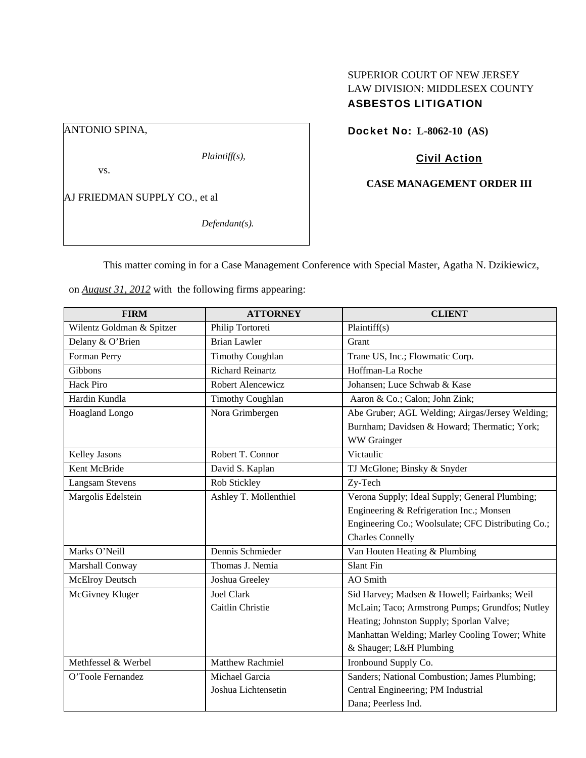SUPERIOR COURT OF NEW JERSEY
LAW DIVISION: MIDDLESEX COUNTY
**ASBESTOS LITIGATION**

| ANTONIO SPINA, |
|---|
| *Plaintiff(s),* |
| vs. |
| AJ FRIEDMAN SUPPLY CO., et al |
| *Defendant(s).* |

**Docket No: L-8062-10 (AS)**

**Civil Action**

**CASE MANAGEMENT ORDER III**

This matter coming in for a Case Management Conference with Special Master, Agatha N. Dzikiewicz, on ***August 31, 2012*** with the following firms appearing:

| FIRM | ATTORNEY | CLIENT |
|---|---|---|
| Wilentz Goldman & Spitzer | Philip Tortoreti | Plaintiff(s) |
| Delany & O'Brien | Brian Lawler | Grant |
| Forman Perry | Timothy Coughlan | Trane US, Inc.; Flowmatic Corp. |
| Gibbons | Richard Reinartz | Hoffman-La Roche |
| Hack Piro | Robert Alencewicz | Johansen; Luce Schwab & Kase |
| Hardin Kundla | Timothy Coughlan | Aaron & Co.; Calon; John Zink; |
| Hoagland Longo | Nora Grimbergen | Abe Gruber; AGL Welding; Airgas/Jersey Welding; Burnham; Davidsen & Howard; Thermatic; York; WW Grainger |
| Kelley Jasons | Robert T. Connor | Victaulic |
| Kent McBride | David S. Kaplan | TJ McGlone; Binsky & Snyder |
| Langsam Stevens | Rob Stickley | Zy-Tech |
| Margolis Edelstein | Ashley T. Mollenthiel | Verona Supply; Ideal Supply; General Plumbing; Engineering & Refrigeration Inc.; Monsen Engineering Co.; Woolsulate; CFC Distributing Co.; Charles Connelly |
| Marks O'Neill | Dennis Schmieder | Van Houten Heating & Plumbing |
| Marshall Conway | Thomas J. Nemia | Slant Fin |
| McElroy Deutsch | Joshua Greeley | AO Smith |
| McGivney Kluger | Joel Clark<br>Caitlin Christie | Sid Harvey; Madsen & Howell; Fairbanks; Weil McLain; Taco; Armstrong Pumps; Grundfos; Nutley Heating; Johnston Supply; Sporlan Valve; Manhattan Welding; Marley Cooling Tower; White & Shauger; L&H Plumbing |
| Methfessel & Werbel | Matthew Rachmiel | Ironbound Supply Co. |
| O'Toole Fernandez | Michael Garcia<br>Joshua Lichtensetin | Sanders; National Combustion; James Plumbing; Central Engineering; PM Industrial<br>Dana; Peerless Ind. |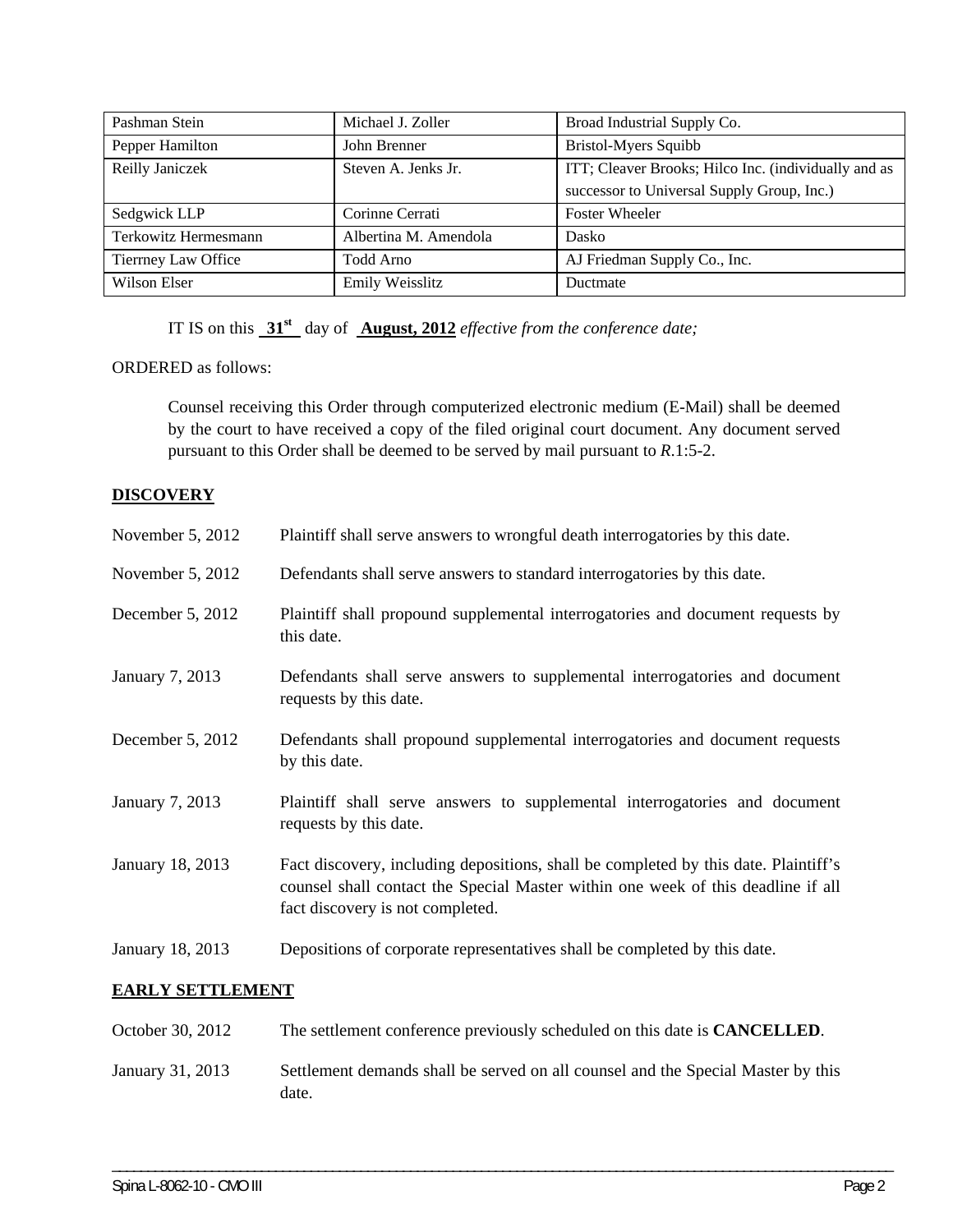| Pashman Stein | Michael J. Zoller | Broad Industrial Supply Co. |
|---|---|---|
| Pepper Hamilton | John Brenner | Bristol-Myers Squibb |
| Reilly Janiczek | Steven A. Jenks Jr. | ITT; Cleaver Brooks; Hilco Inc. (individually and as successor to Universal Supply Group, Inc.) |
| Sedgwick LLP | Corinne Cerrati | Foster Wheeler |
| Terkowitz Hermesmann | Albertina M. Amendola | Dasko |
| Tierrney Law Office | Todd Arno | AJ Friedman Supply Co., Inc. |
| Wilson Elser | Emily Weisslitz | Ductmate |

IT IS on this **31st** day of **August, 2012** *effective from the conference date;*

ORDERED as follows:

Counsel receiving this Order through computerized electronic medium (E-Mail) shall be deemed by the court to have received a copy of the filed original court document. Any document served pursuant to this Order shall be deemed to be served by mail pursuant to *R*.1:5-2.

## DISCOVERY

November 5, 2012 — Plaintiff shall serve answers to wrongful death interrogatories by this date.

November 5, 2012 — Defendants shall serve answers to standard interrogatories by this date.

December 5, 2012 — Plaintiff shall propound supplemental interrogatories and document requests by this date.

January 7, 2013 — Defendants shall serve answers to supplemental interrogatories and document requests by this date.

December 5, 2012 — Defendants shall propound supplemental interrogatories and document requests by this date.

January 7, 2013 — Plaintiff shall serve answers to supplemental interrogatories and document requests by this date.

January 18, 2013 — Fact discovery, including depositions, shall be completed by this date. Plaintiff's counsel shall contact the Special Master within one week of this deadline if all fact discovery is not completed.

January 18, 2013 — Depositions of corporate representatives shall be completed by this date.

## EARLY SETTLEMENT

October 30, 2012 — The settlement conference previously scheduled on this date is **CANCELLED**.

January 31, 2013 — Settlement demands shall be served on all counsel and the Special Master by this date.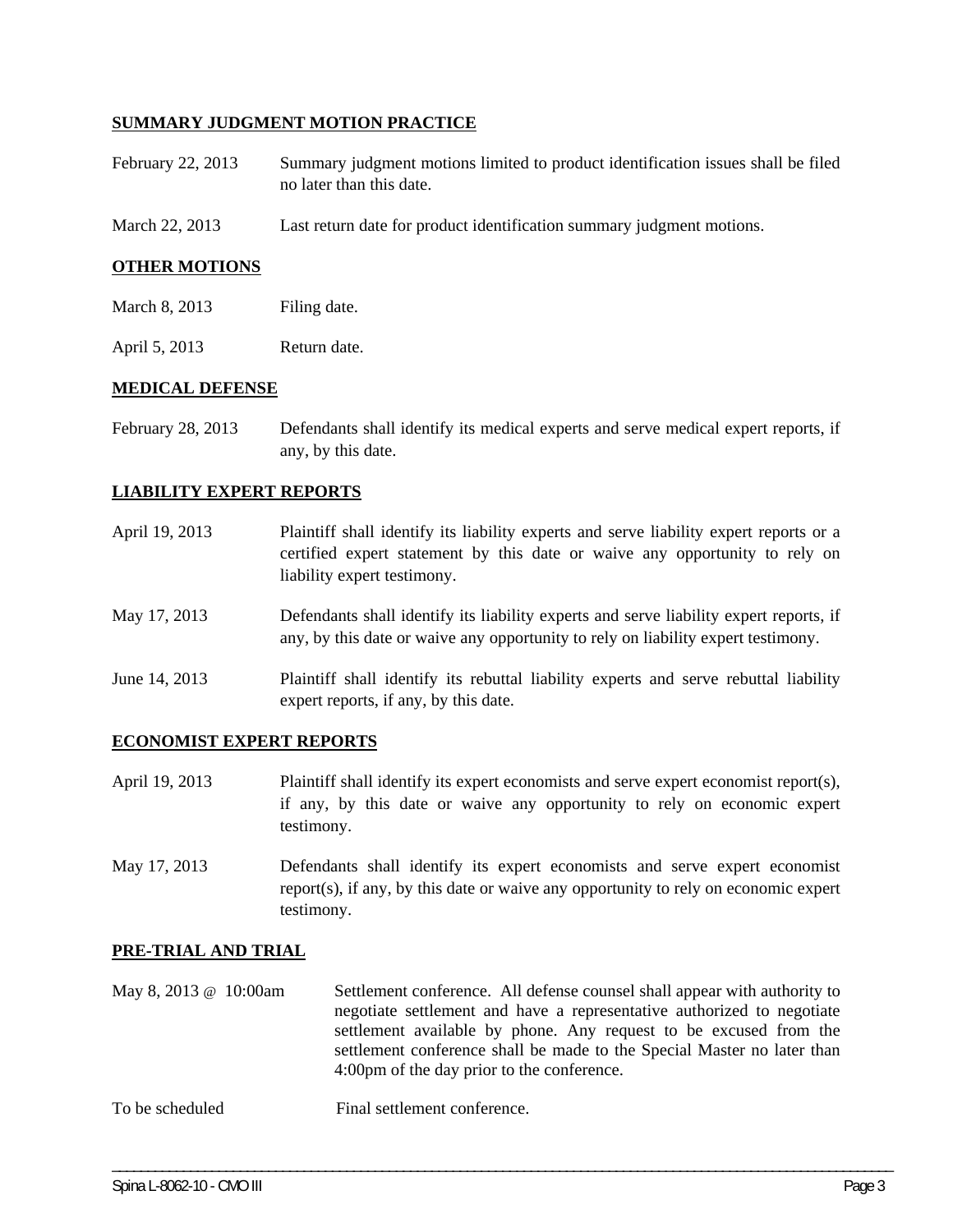**SUMMARY JUDGMENT MOTION PRACTICE**

| | |
|---|---|
| February 22, 2013 | Summary judgment motions limited to product identification issues shall be filed no later than this date. |
| March 22, 2013 | Last return date for product identification summary judgment motions. |

**OTHER MOTIONS**

| | |
|---|---|
| March 8, 2013 | Filing date. |
| April 5, 2013 | Return date. |

**MEDICAL DEFENSE**

| | |
|---|---|
| February 28, 2013 | Defendants shall identify its medical experts and serve medical expert reports, if any, by this date. |

**LIABILITY EXPERT REPORTS**

| | |
|---|---|
| April 19, 2013 | Plaintiff shall identify its liability experts and serve liability expert reports or a certified expert statement by this date or waive any opportunity to rely on liability expert testimony. |
| May 17, 2013 | Defendants shall identify its liability experts and serve liability expert reports, if any, by this date or waive any opportunity to rely on liability expert testimony. |
| June 14, 2013 | Plaintiff shall identify its rebuttal liability experts and serve rebuttal liability expert reports, if any, by this date. |

**ECONOMIST EXPERT REPORTS**

| | |
|---|---|
| April 19, 2013 | Plaintiff shall identify its expert economists and serve expert economist report(s), if any, by this date or waive any opportunity to rely on economic expert testimony. |
| May 17, 2013 | Defendants shall identify its expert economists and serve expert economist report(s), if any, by this date or waive any opportunity to rely on economic expert testimony. |

**PRE-TRIAL AND TRIAL**

| | |
|---|---|
| May 8, 2013 @ 10:00am | Settlement conference. All defense counsel shall appear with authority to negotiate settlement and have a representative authorized to negotiate settlement available by phone. Any request to be excused from the settlement conference shall be made to the Special Master no later than 4:00pm of the day prior to the conference. |
| To be scheduled | Final settlement conference. |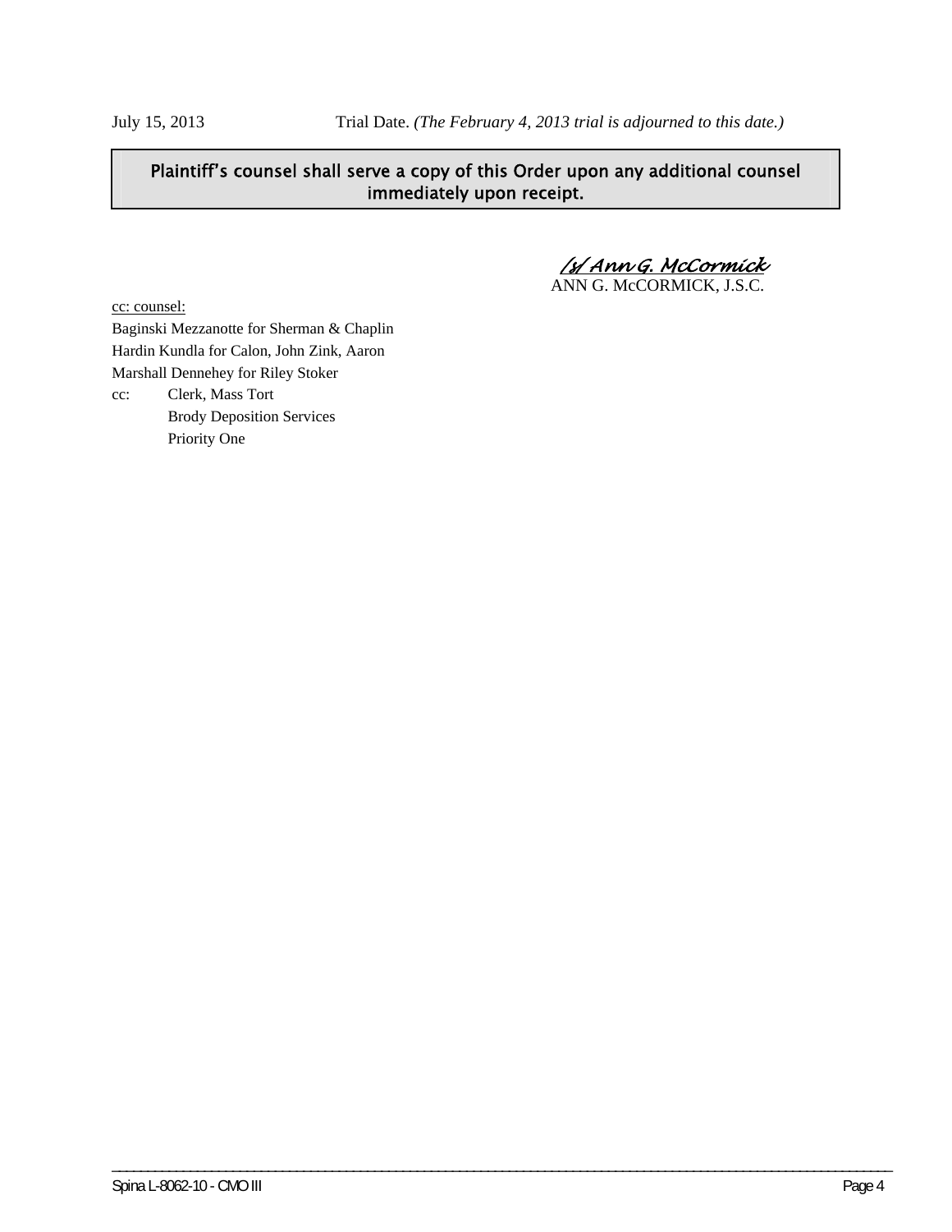July 15, 2013 Trial Date. *(The February 4, 2013 trial is adjourned to this date.)*

**Plaintiff's counsel shall serve a copy of this Order upon any additional counsel immediately upon receipt.**

/s/ Ann G. McCormick
ANN G. McCORMICK, J.S.C.

cc: counsel:
Baginski Mezzanotte for Sherman & Chaplin
Hardin Kundla for Calon, John Zink, Aaron
Marshall Dennehey for Riley Stoker
cc: Clerk, Mass Tort
Brody Deposition Services
Priority One